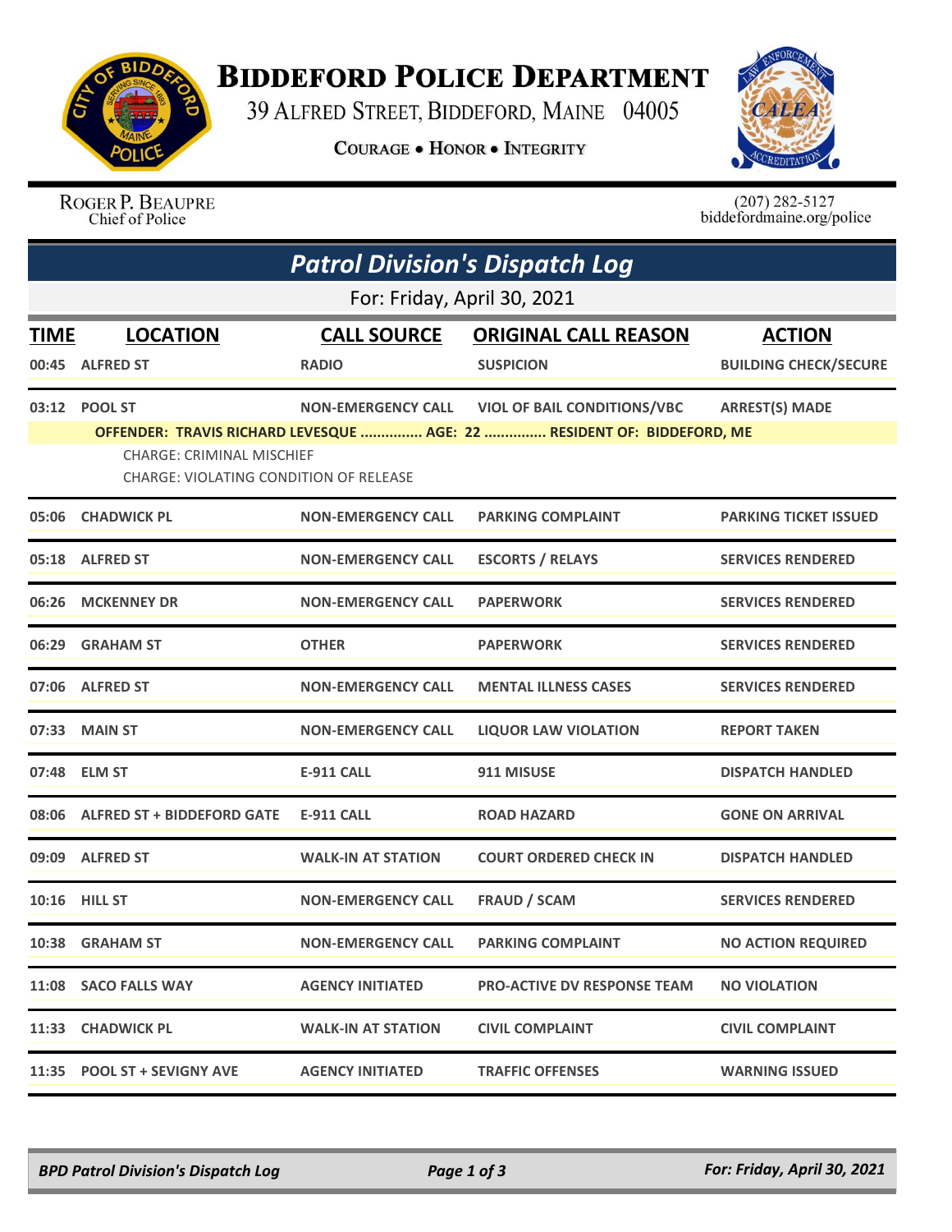# Biddeford Police Department

39 Alfred Street, Biddeford, Maine 04005

Courage • Honor • Integrity

Roger P. Beaupre
Chief of Police

(207) 282-5127
biddefordmaine.org/police

## Patrol Division's Dispatch Log

For: Friday, April 30, 2021

| TIME | LOCATION | CALL SOURCE | ORIGINAL CALL REASON | ACTION |
|---|---|---|---|---|
| 00:45 | ALFRED ST | RADIO | SUSPICION | BUILDING CHECK/SECURE |
| 03:12 | POOL ST | NON-EMERGENCY CALL | VIOL OF BAIL CONDITIONS/VBC | ARREST(S) MADE |
| | OFFENDER: TRAVIS RICHARD LEVESQUE ............... AGE: 22 ............... RESIDENT OF: BIDDEFORD, ME<br>CHARGE: CRIMINAL MISCHIEF<br>CHARGE: VIOLATING CONDITION OF RELEASE | | | |
| 05:06 | CHADWICK PL | NON-EMERGENCY CALL | PARKING COMPLAINT | PARKING TICKET ISSUED |
| 05:18 | ALFRED ST | NON-EMERGENCY CALL | ESCORTS / RELAYS | SERVICES RENDERED |
| 06:26 | MCKENNEY DR | NON-EMERGENCY CALL | PAPERWORK | SERVICES RENDERED |
| 06:29 | GRAHAM ST | OTHER | PAPERWORK | SERVICES RENDERED |
| 07:06 | ALFRED ST | NON-EMERGENCY CALL | MENTAL ILLNESS CASES | SERVICES RENDERED |
| 07:33 | MAIN ST | NON-EMERGENCY CALL | LIQUOR LAW VIOLATION | REPORT TAKEN |
| 07:48 | ELM ST | E-911 CALL | 911 MISUSE | DISPATCH HANDLED |
| 08:06 | ALFRED ST + BIDDEFORD GATE | E-911 CALL | ROAD HAZARD | GONE ON ARRIVAL |
| 09:09 | ALFRED ST | WALK-IN AT STATION | COURT ORDERED CHECK IN | DISPATCH HANDLED |
| 10:16 | HILL ST | NON-EMERGENCY CALL | FRAUD / SCAM | SERVICES RENDERED |
| 10:38 | GRAHAM ST | NON-EMERGENCY CALL | PARKING COMPLAINT | NO ACTION REQUIRED |
| 11:08 | SACO FALLS WAY | AGENCY INITIATED | PRO-ACTIVE DV RESPONSE TEAM | NO VIOLATION |
| 11:33 | CHADWICK PL | WALK-IN AT STATION | CIVIL COMPLAINT | CIVIL COMPLAINT |
| 11:35 | POOL ST + SEVIGNY AVE | AGENCY INITIATED | TRAFFIC OFFENSES | WARNING ISSUED |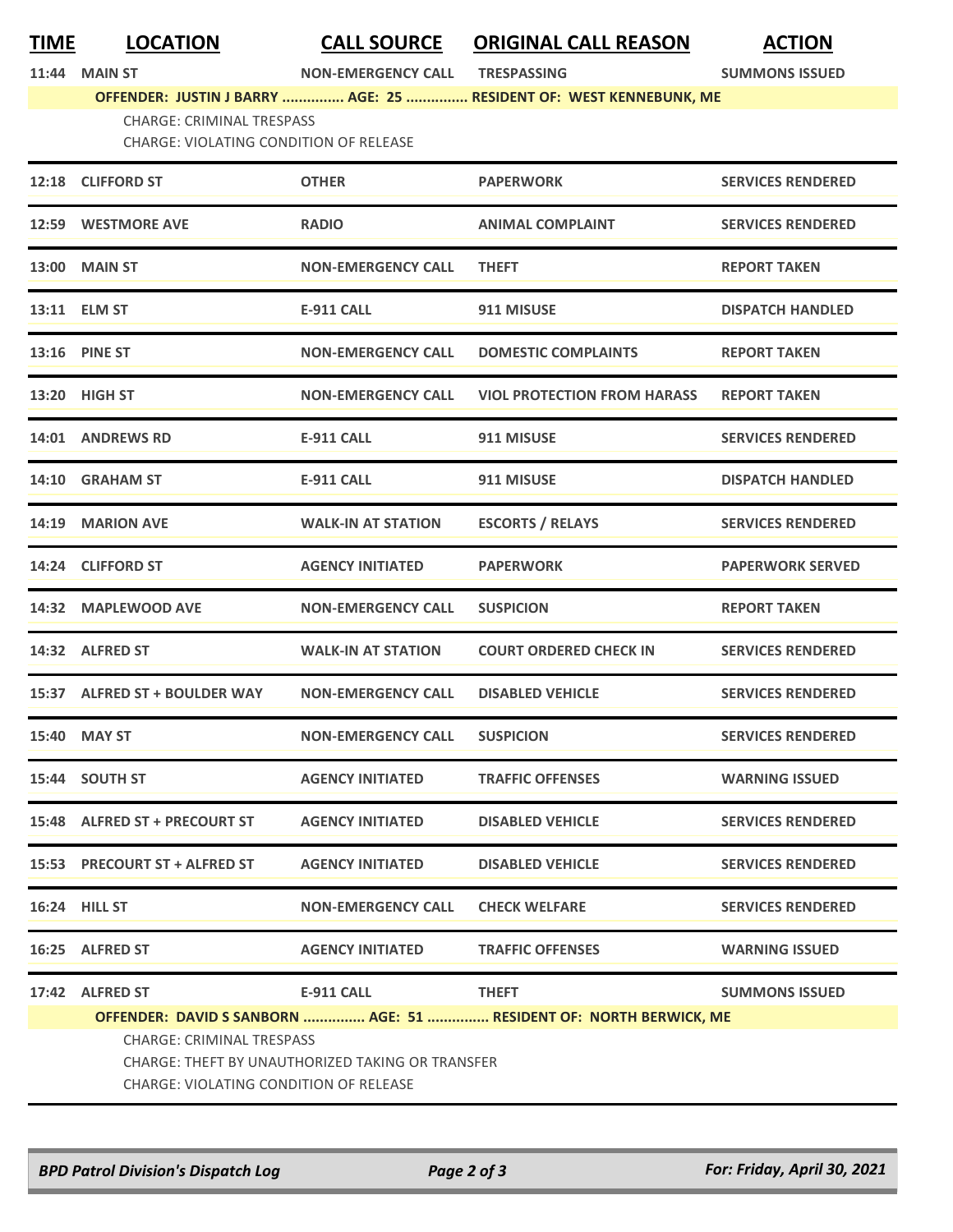| TIME | LOCATION | CALL SOURCE | ORIGINAL CALL REASON | ACTION |
|---|---|---|---|---|
| 11:44 | MAIN ST | NON-EMERGENCY CALL | TRESPASSING | SUMMONS ISSUED |
| | OFFENDER: JUSTIN J BARRY ............... AGE: 25 ............... RESIDENT OF: WEST KENNEBUNK, ME | | | |
| | CHARGE: CRIMINAL TRESPASS<br>CHARGE: VIOLATING CONDITION OF RELEASE | | | |
| 12:18 | CLIFFORD ST | OTHER | PAPERWORK | SERVICES RENDERED |
| 12:59 | WESTMORE AVE | RADIO | ANIMAL COMPLAINT | SERVICES RENDERED |
| 13:00 | MAIN ST | NON-EMERGENCY CALL | THEFT | REPORT TAKEN |
| 13:11 | ELM ST | E-911 CALL | 911 MISUSE | DISPATCH HANDLED |
| 13:16 | PINE ST | NON-EMERGENCY CALL | DOMESTIC COMPLAINTS | REPORT TAKEN |
| 13:20 | HIGH ST | NON-EMERGENCY CALL | VIOL PROTECTION FROM HARASS | REPORT TAKEN |
| 14:01 | ANDREWS RD | E-911 CALL | 911 MISUSE | SERVICES RENDERED |
| 14:10 | GRAHAM ST | E-911 CALL | 911 MISUSE | DISPATCH HANDLED |
| 14:19 | MARION AVE | WALK-IN AT STATION | ESCORTS / RELAYS | SERVICES RENDERED |
| 14:24 | CLIFFORD ST | AGENCY INITIATED | PAPERWORK | PAPERWORK SERVED |
| 14:32 | MAPLEWOOD AVE | NON-EMERGENCY CALL | SUSPICION | REPORT TAKEN |
| 14:32 | ALFRED ST | WALK-IN AT STATION | COURT ORDERED CHECK IN | SERVICES RENDERED |
| 15:37 | ALFRED ST + BOULDER WAY | NON-EMERGENCY CALL | DISABLED VEHICLE | SERVICES RENDERED |
| 15:40 | MAY ST | NON-EMERGENCY CALL | SUSPICION | SERVICES RENDERED |
| 15:44 | SOUTH ST | AGENCY INITIATED | TRAFFIC OFFENSES | WARNING ISSUED |
| 15:48 | ALFRED ST + PRECOURT ST | AGENCY INITIATED | DISABLED VEHICLE | SERVICES RENDERED |
| 15:53 | PRECOURT ST + ALFRED ST | AGENCY INITIATED | DISABLED VEHICLE | SERVICES RENDERED |
| 16:24 | HILL ST | NON-EMERGENCY CALL | CHECK WELFARE | SERVICES RENDERED |
| 16:25 | ALFRED ST | AGENCY INITIATED | TRAFFIC OFFENSES | WARNING ISSUED |
| 17:42 | ALFRED ST | E-911 CALL | THEFT | SUMMONS ISSUED |
| | OFFENDER: DAVID S SANBORN ............... AGE: 51 ............... RESIDENT OF: NORTH BERWICK, ME | | | |
| | CHARGE: CRIMINAL TRESPASS<br>CHARGE: THEFT BY UNAUTHORIZED TAKING OR TRANSFER<br>CHARGE: VIOLATING CONDITION OF RELEASE | | | |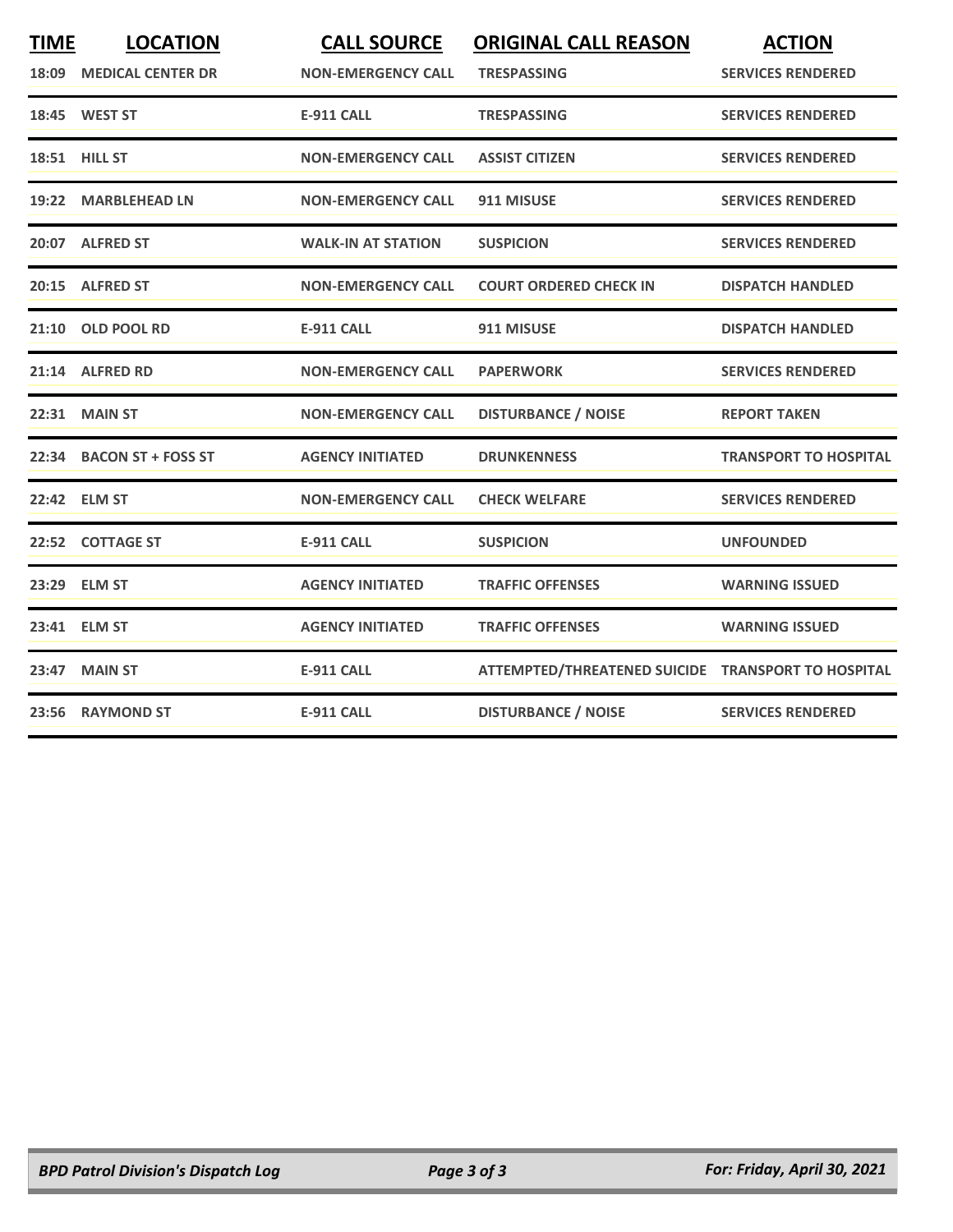| TIME | LOCATION | CALL SOURCE | ORIGINAL CALL REASON | ACTION |
|---|---|---|---|---|
| 18:09 | MEDICAL CENTER DR | NON-EMERGENCY CALL | TRESPASSING | SERVICES RENDERED |
| 18:45 | WEST ST | E-911 CALL | TRESPASSING | SERVICES RENDERED |
| 18:51 | HILL ST | NON-EMERGENCY CALL | ASSIST CITIZEN | SERVICES RENDERED |
| 19:22 | MARBLEHEAD LN | NON-EMERGENCY CALL | 911 MISUSE | SERVICES RENDERED |
| 20:07 | ALFRED ST | WALK-IN AT STATION | SUSPICION | SERVICES RENDERED |
| 20:15 | ALFRED ST | NON-EMERGENCY CALL | COURT ORDERED CHECK IN | DISPATCH HANDLED |
| 21:10 | OLD POOL RD | E-911 CALL | 911 MISUSE | DISPATCH HANDLED |
| 21:14 | ALFRED RD | NON-EMERGENCY CALL | PAPERWORK | SERVICES RENDERED |
| 22:31 | MAIN ST | NON-EMERGENCY CALL | DISTURBANCE / NOISE | REPORT TAKEN |
| 22:34 | BACON ST + FOSS ST | AGENCY INITIATED | DRUNKENNESS | TRANSPORT TO HOSPITAL |
| 22:42 | ELM ST | NON-EMERGENCY CALL | CHECK WELFARE | SERVICES RENDERED |
| 22:52 | COTTAGE ST | E-911 CALL | SUSPICION | UNFOUNDED |
| 23:29 | ELM ST | AGENCY INITIATED | TRAFFIC OFFENSES | WARNING ISSUED |
| 23:41 | ELM ST | AGENCY INITIATED | TRAFFIC OFFENSES | WARNING ISSUED |
| 23:47 | MAIN ST | E-911 CALL | ATTEMPTED/THREATENED SUICIDE | TRANSPORT TO HOSPITAL |
| 23:56 | RAYMOND ST | E-911 CALL | DISTURBANCE / NOISE | SERVICES RENDERED |